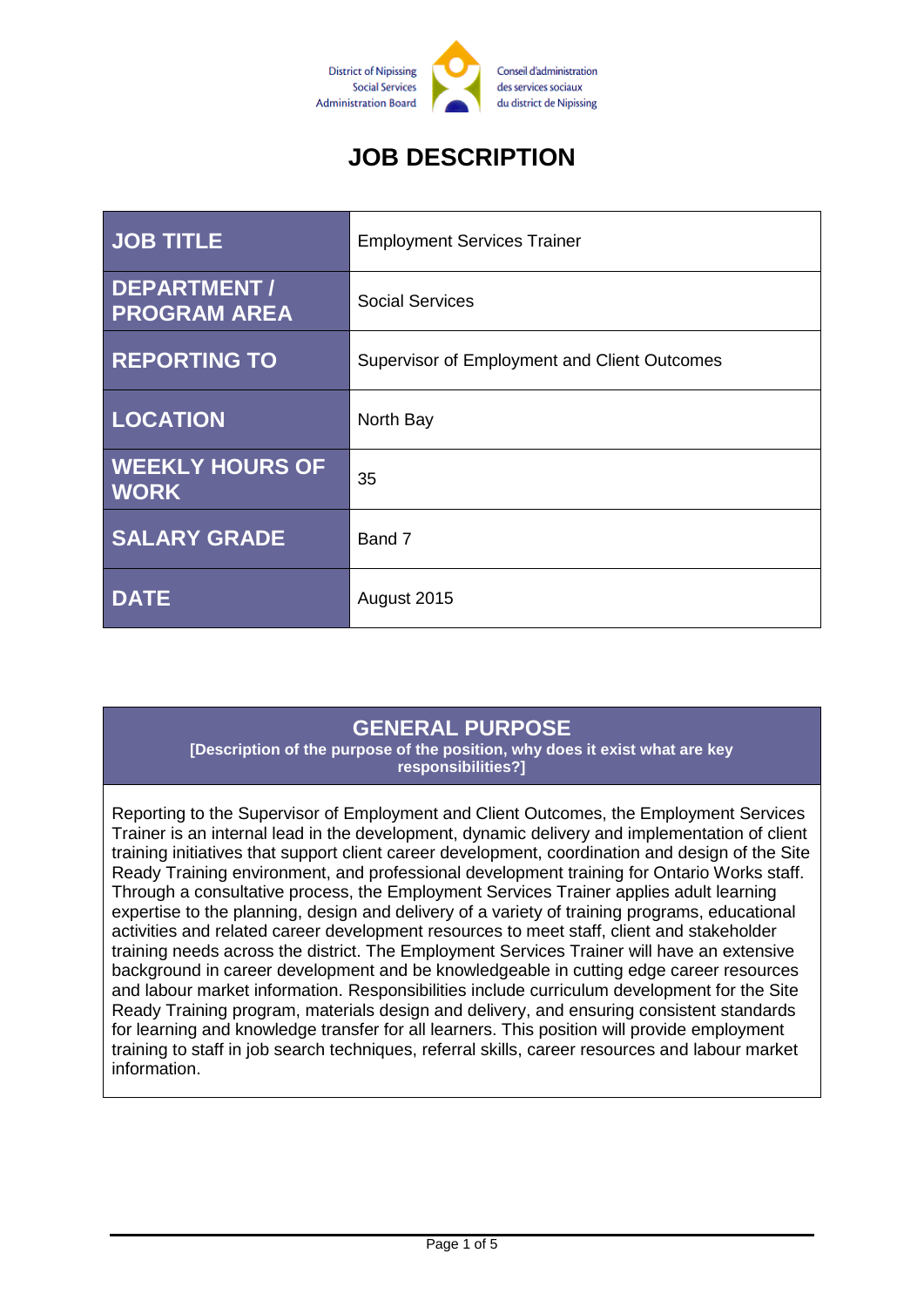District of Nipissing Social Services Administration Board

Conseil d'administration des services sociaux du district de Nipissing

# JOB DESCRIPTION

| | |
|---|---|
| **JOB TITLE** | Employment Services Trainer |
| **DEPARTMENT / PROGRAM AREA** | Social Services |
| **REPORTING TO** | Supervisor of Employment and Client Outcomes |
| **LOCATION** | North Bay |
| **WEEKLY HOURS OF WORK** | 35 |
| **SALARY GRADE** | Band 7 |
| **DATE** | August 2015 |

## GENERAL PURPOSE

**[Description of the purpose of the position, why does it exist what are key responsibilities?]**

Reporting to the Supervisor of Employment and Client Outcomes, the Employment Services Trainer is an internal lead in the development, dynamic delivery and implementation of client training initiatives that support client career development, coordination and design of the Site Ready Training environment, and professional development training for Ontario Works staff. Through a consultative process, the Employment Services Trainer applies adult learning expertise to the planning, design and delivery of a variety of training programs, educational activities and related career development resources to meet staff, client and stakeholder training needs across the district. The Employment Services Trainer will have an extensive background in career development and be knowledgeable in cutting edge career resources and labour market information. Responsibilities include curriculum development for the Site Ready Training program, materials design and delivery, and ensuring consistent standards for learning and knowledge transfer for all learners. This position will provide employment training to staff in job search techniques, referral skills, career resources and labour market information.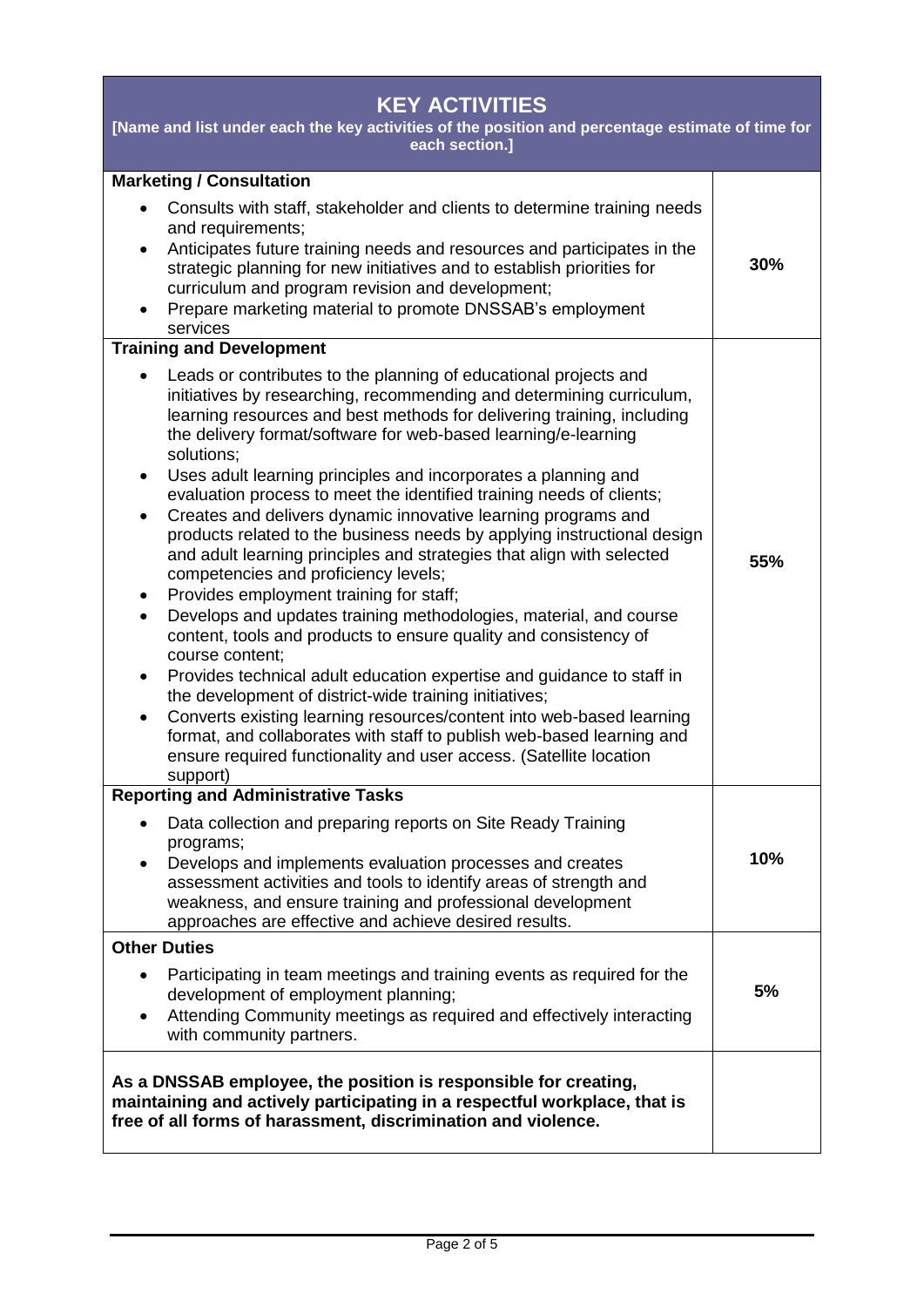| **KEY ACTIVITIES**<br>**[Name and list under each the key activities of the position and percentage estimate of time for each section.]** | |
|---|---|
| **Marketing / Consultation**<br>• Consults with staff, stakeholder and clients to determine training needs and requirements;<br>• Anticipates future training needs and resources and participates in the strategic planning for new initiatives and to establish priorities for curriculum and program revision and development;<br>• Prepare marketing material to promote DNSSAB's employment services | **30%** |
| **Training and Development**<br>• Leads or contributes to the planning of educational projects and initiatives by researching, recommending and determining curriculum, learning resources and best methods for delivering training, including the delivery format/software for web-based learning/e-learning solutions;<br>• Uses adult learning principles and incorporates a planning and evaluation process to meet the identified training needs of clients;<br>• Creates and delivers dynamic innovative learning programs and products related to the business needs by applying instructional design and adult learning principles and strategies that align with selected competencies and proficiency levels;<br>• Provides employment training for staff;<br>• Develops and updates training methodologies, material, and course content, tools and products to ensure quality and consistency of course content;<br>• Provides technical adult education expertise and guidance to staff in the development of district-wide training initiatives;<br>• Converts existing learning resources/content into web-based learning format, and collaborates with staff to publish web-based learning and ensure required functionality and user access. (Satellite location support) | **55%** |
| **Reporting and Administrative Tasks**<br>• Data collection and preparing reports on Site Ready Training programs;<br>• Develops and implements evaluation processes and creates assessment activities and tools to identify areas of strength and weakness, and ensure training and professional development approaches are effective and achieve desired results. | **10%** |
| **Other Duties**<br>• Participating in team meetings and training events as required for the development of employment planning;<br>• Attending Community meetings as required and effectively interacting with community partners. | **5%** |
| **As a DNSSAB employee, the position is responsible for creating, maintaining and actively participating in a respectful workplace, that is free of all forms of harassment, discrimination and violence.** | |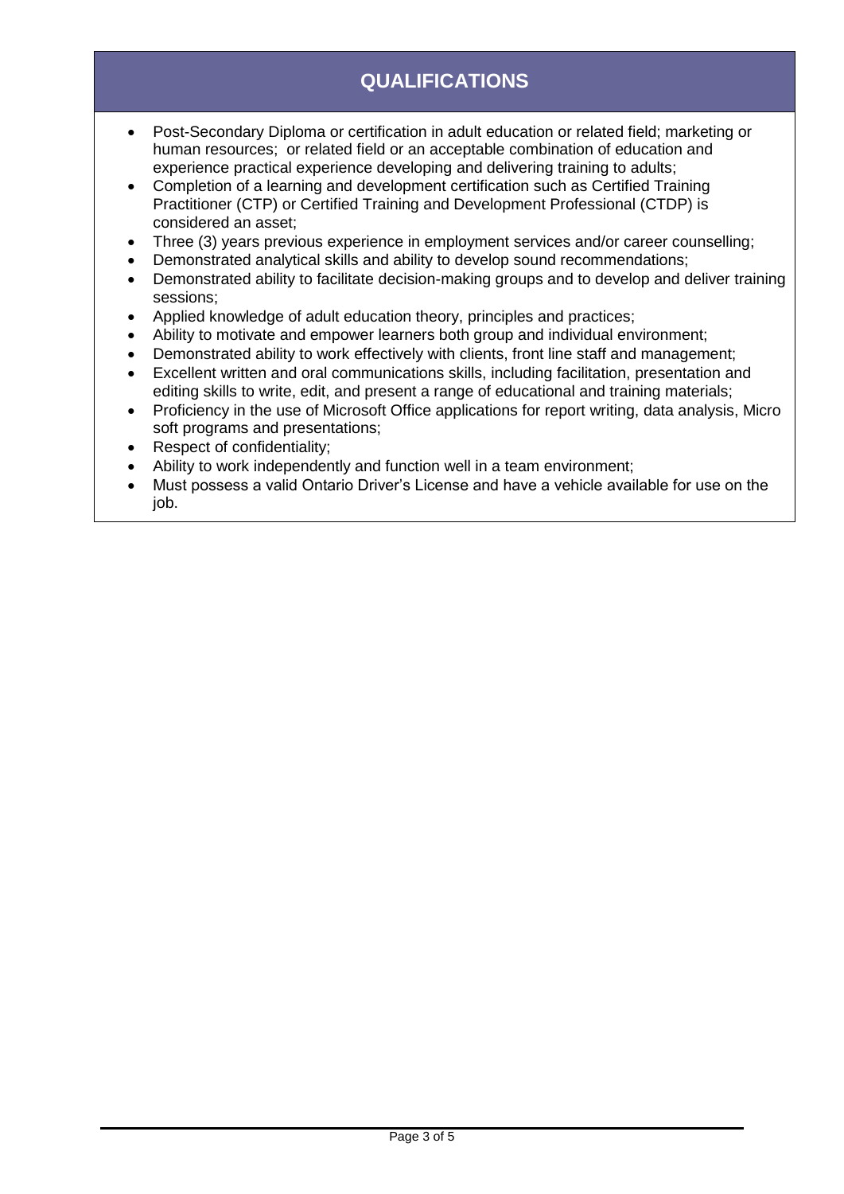## QUALIFICATIONS

- Post-Secondary Diploma or certification in adult education or related field; marketing or human resources; or related field or an acceptable combination of education and experience practical experience developing and delivering training to adults;
- Completion of a learning and development certification such as Certified Training Practitioner (CTP) or Certified Training and Development Professional (CTDP) is considered an asset;
- Three (3) years previous experience in employment services and/or career counselling;
- Demonstrated analytical skills and ability to develop sound recommendations;
- Demonstrated ability to facilitate decision-making groups and to develop and deliver training sessions;
- Applied knowledge of adult education theory, principles and practices;
- Ability to motivate and empower learners both group and individual environment;
- Demonstrated ability to work effectively with clients, front line staff and management;
- Excellent written and oral communications skills, including facilitation, presentation and editing skills to write, edit, and present a range of educational and training materials;
- Proficiency in the use of Microsoft Office applications for report writing, data analysis, Micro soft programs and presentations;
- Respect of confidentiality;
- Ability to work independently and function well in a team environment;
- Must possess a valid Ontario Driver's License and have a vehicle available for use on the job.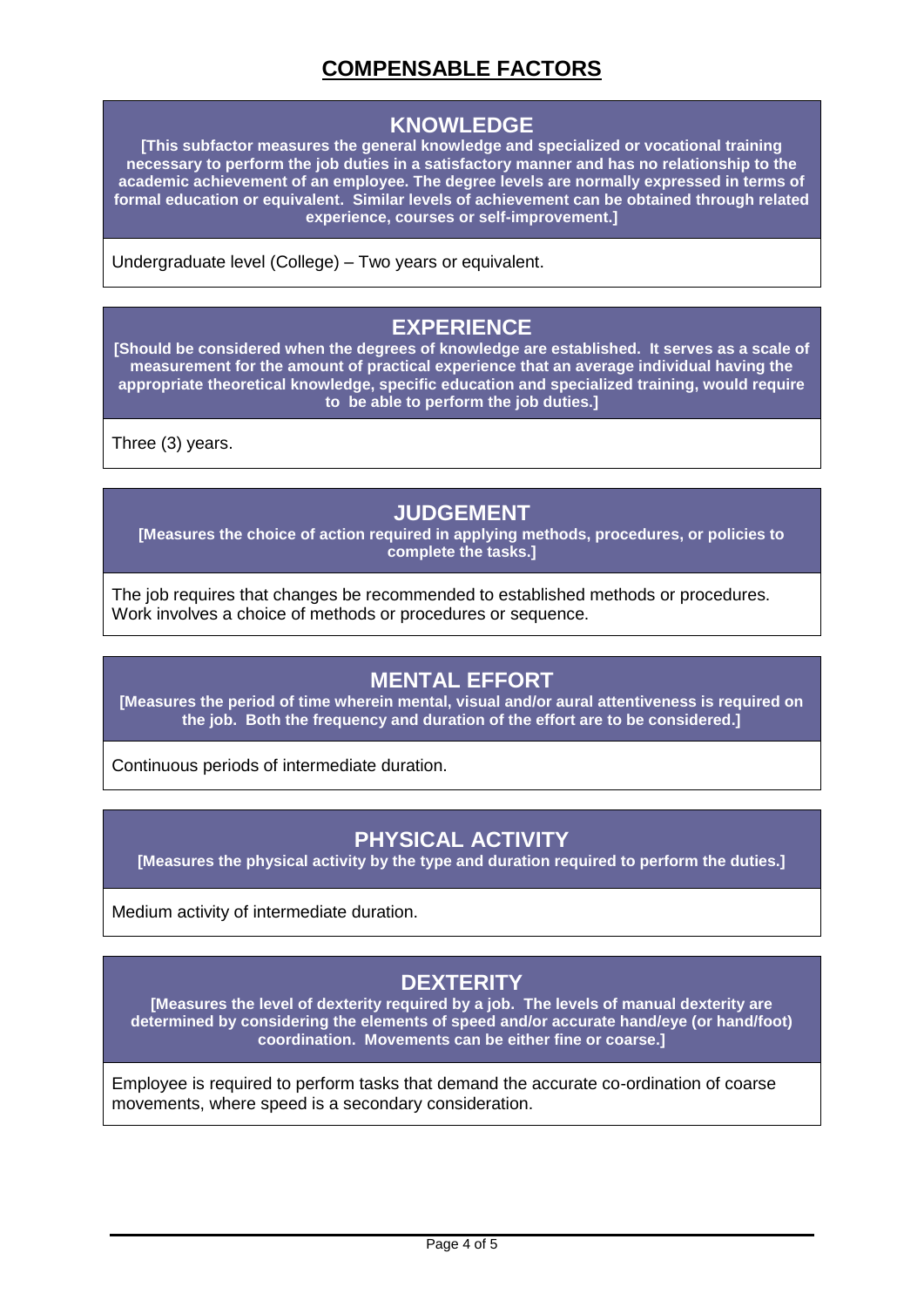# COMPENSABLE FACTORS

## KNOWLEDGE

**[This subfactor measures the general knowledge and specialized or vocational training necessary to perform the job duties in a satisfactory manner and has no relationship to the academic achievement of an employee. The degree levels are normally expressed in terms of formal education or equivalent. Similar levels of achievement can be obtained through related experience, courses or self-improvement.]**

Undergraduate level (College) – Two years or equivalent.

## EXPERIENCE

**[Should be considered when the degrees of knowledge are established. It serves as a scale of measurement for the amount of practical experience that an average individual having the appropriate theoretical knowledge, specific education and specialized training, would require to be able to perform the job duties.]**

Three (3) years.

## JUDGEMENT

**[Measures the choice of action required in applying methods, procedures, or policies to complete the tasks.]**

The job requires that changes be recommended to established methods or procedures. Work involves a choice of methods or procedures or sequence.

## MENTAL EFFORT

**[Measures the period of time wherein mental, visual and/or aural attentiveness is required on the job. Both the frequency and duration of the effort are to be considered.]**

Continuous periods of intermediate duration.

## PHYSICAL ACTIVITY

**[Measures the physical activity by the type and duration required to perform the duties.]**

Medium activity of intermediate duration.

## DEXTERITY

**[Measures the level of dexterity required by a job. The levels of manual dexterity are determined by considering the elements of speed and/or accurate hand/eye (or hand/foot) coordination. Movements can be either fine or coarse.]**

Employee is required to perform tasks that demand the accurate co-ordination of coarse movements, where speed is a secondary consideration.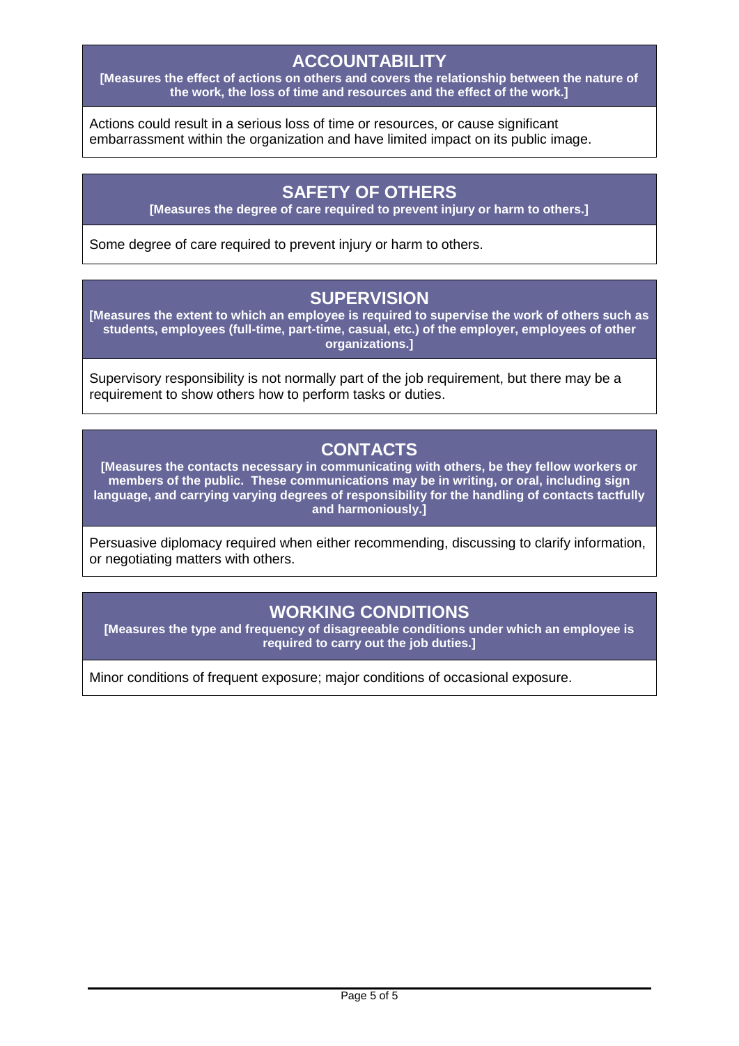## ACCOUNTABILITY

**[Measures the effect of actions on others and covers the relationship between the nature of the work, the loss of time and resources and the effect of the work.]**

Actions could result in a serious loss of time or resources, or cause significant embarrassment within the organization and have limited impact on its public image.

## SAFETY OF OTHERS

**[Measures the degree of care required to prevent injury or harm to others.]**

Some degree of care required to prevent injury or harm to others.

## SUPERVISION

**[Measures the extent to which an employee is required to supervise the work of others such as students, employees (full-time, part-time, casual, etc.) of the employer, employees of other organizations.]**

Supervisory responsibility is not normally part of the job requirement, but there may be a requirement to show others how to perform tasks or duties.

## CONTACTS

**[Measures the contacts necessary in communicating with others, be they fellow workers or members of the public. These communications may be in writing, or oral, including sign language, and carrying varying degrees of responsibility for the handling of contacts tactfully and harmoniously.]**

Persuasive diplomacy required when either recommending, discussing to clarify information, or negotiating matters with others.

## WORKING CONDITIONS

**[Measures the type and frequency of disagreeable conditions under which an employee is required to carry out the job duties.]**

Minor conditions of frequent exposure; major conditions of occasional exposure.